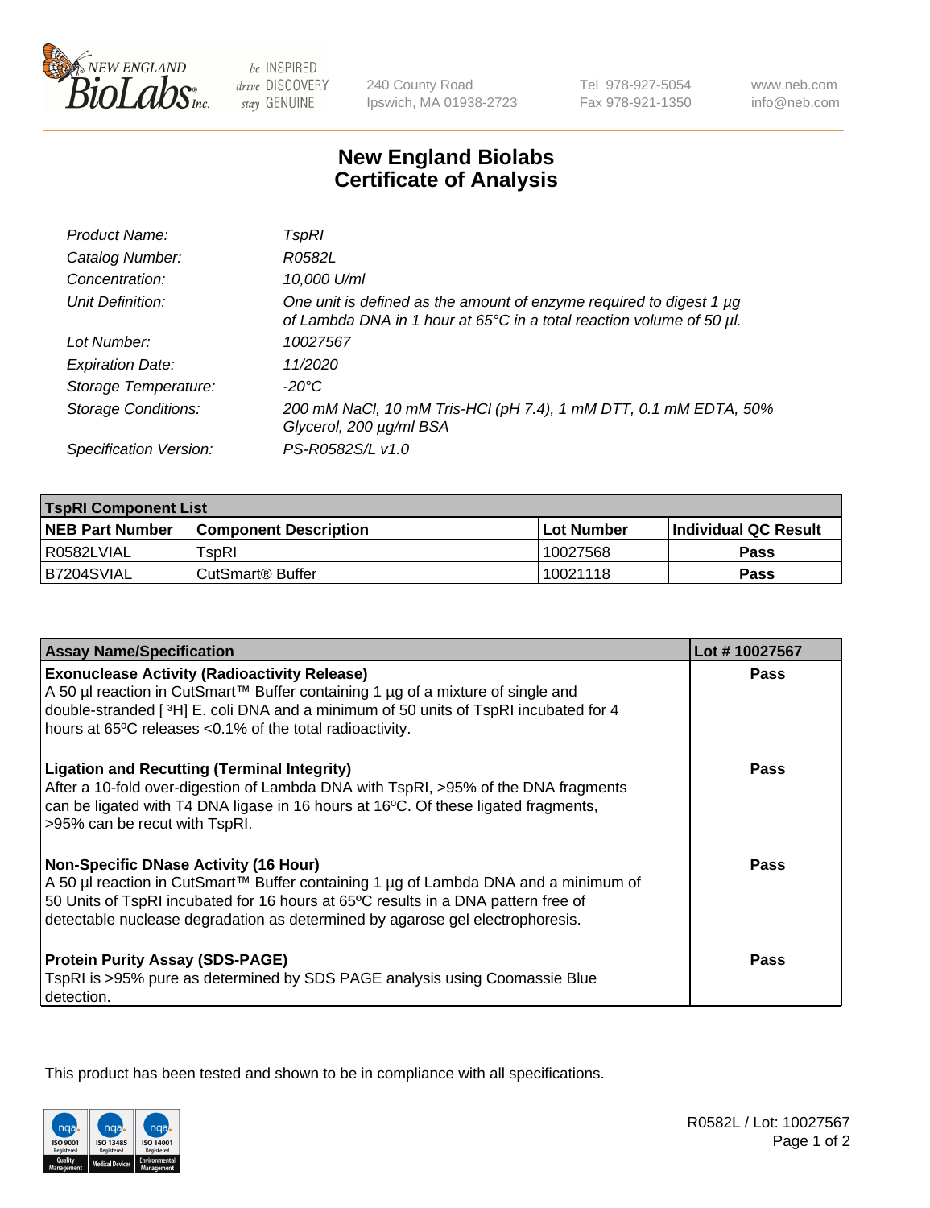# New England Biolabs Certificate of Analysis

| | |
|---|---|
| *Product Name:* | *TspRI* |
| *Catalog Number:* | *R0582L* |
| *Concentration:* | *10,000 U/ml* |
| *Unit Definition:* | *One unit is defined as the amount of enzyme required to digest 1 µg of Lambda DNA in 1 hour at 65°C in a total reaction volume of 50 µl.* |
| *Lot Number:* | *10027567* |
| *Expiration Date:* | *11/2020* |
| *Storage Temperature:* | *-20°C* |
| *Storage Conditions:* | *200 mM NaCl, 10 mM Tris-HCl (pH 7.4), 1 mM DTT, 0.1 mM EDTA, 50% Glycerol, 200 µg/ml BSA* |
| *Specification Version:* | *PS-R0582S/L v1.0* |

| TspRI Component List | | | |
|---|---|---|---|
| **NEB Part Number** | **Component Description** | **Lot Number** | **Individual QC Result** |
| R0582LVIAL | TspRI | 10027568 | **Pass** |
| B7204SVIAL | CutSmart® Buffer | 10021118 | **Pass** |

| Assay Name/Specification | Lot # 10027567 |
|---|---|
| **Exonuclease Activity (Radioactivity Release)**<br>A 50 µl reaction in CutSmart™ Buffer containing 1 µg of a mixture of single and double-stranded [ $^3$H] E. coli DNA and a minimum of 50 units of TspRI incubated for 4 hours at 65ºC releases <0.1% of the total radioactivity. | **Pass** |
| **Ligation and Recutting (Terminal Integrity)**<br>After a 10-fold over-digestion of Lambda DNA with TspRI, >95% of the DNA fragments can be ligated with T4 DNA ligase in 16 hours at 16ºC. Of these ligated fragments, >95% can be recut with TspRI. | **Pass** |
| **Non-Specific DNase Activity (16 Hour)**<br>A 50 µl reaction in CutSmart™ Buffer containing 1 µg of Lambda DNA and a minimum of 50 Units of TspRI incubated for 16 hours at 65ºC results in a DNA pattern free of detectable nuclease degradation as determined by agarose gel electrophoresis. | **Pass** |
| **Protein Purity Assay (SDS-PAGE)**<br>TspRI is >95% pure as determined by SDS PAGE analysis using Coomassie Blue detection. | **Pass** |

This product has been tested and shown to be in compliance with all specifications.

R0582L / Lot: 10027567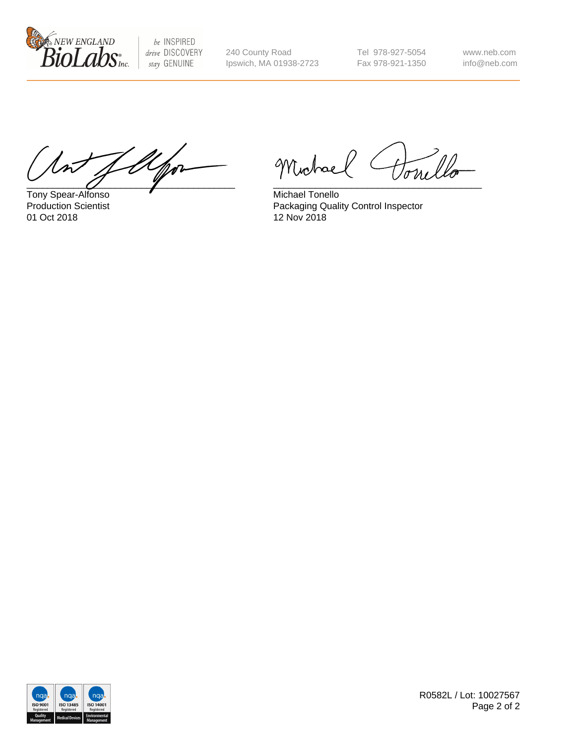Tony Spear-Alfonso
Production Scientist
01 Oct 2018

Michael Tonello
Packaging Quality Control Inspector
12 Nov 2018

R0582L / Lot: 10027567